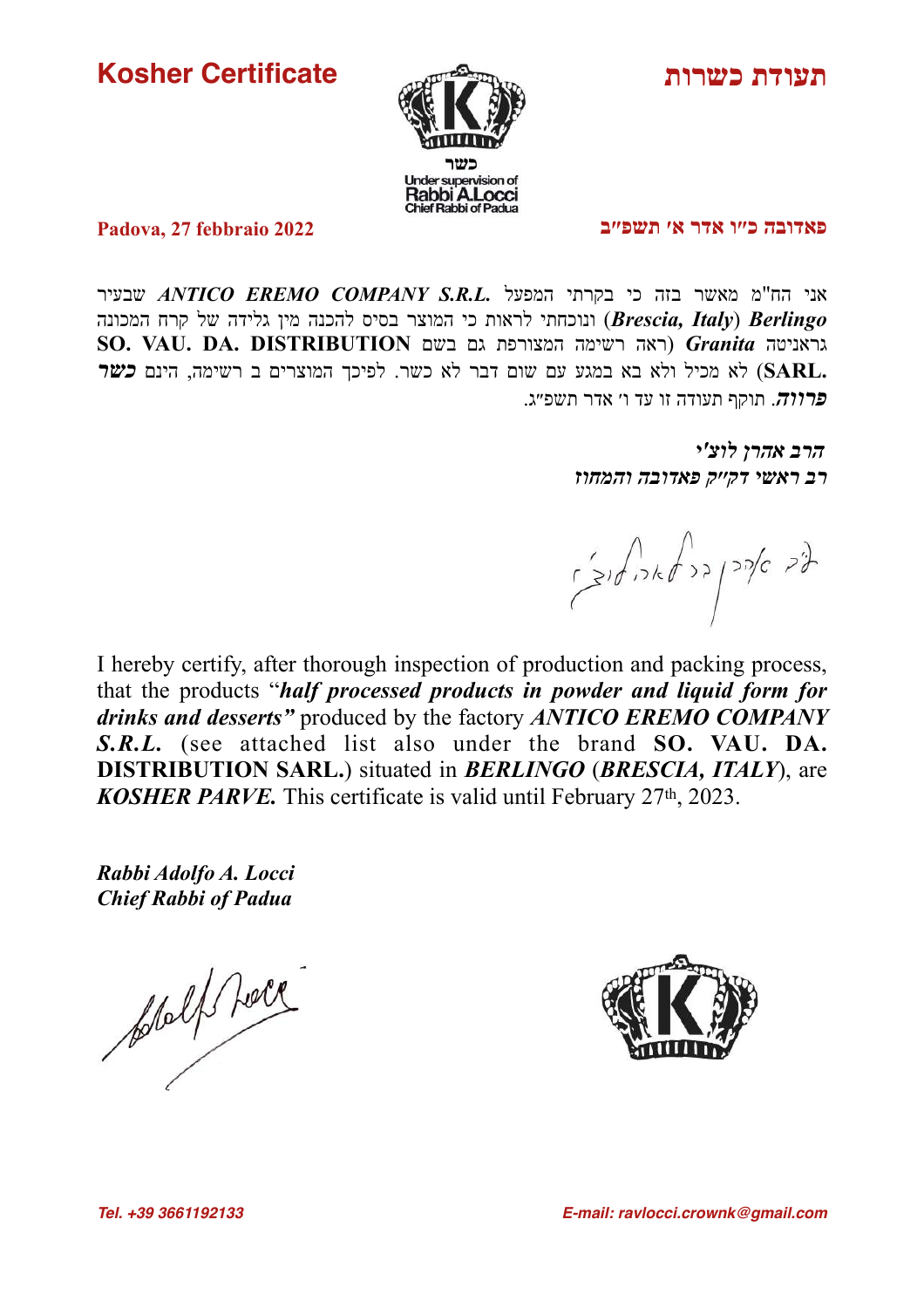# Kosher Certificate

# תעודת כשרות

כשר
Under supervision of
Rabbi A.Locci
Chief Rabbi of Padua

**Padova, 27 febbraio 2022**

**פאדובה כ"ו אדר א' תשפ"ב**

אני הח"מ מאשר בזה כי בקרתי המפעל ***ANTICO EREMO COMPANY S.R.L.*** שבעיר ***Berlingo*** (***Brescia, Italy***) ונוכחתי לראות כי המוצר בסיס להכנה מין גלידה של קרח המכונה גראניטה ***Granita*** (ראה רשימה המצורפת גם בשם **SO. VAU. DA. DISTRIBUTION SARL.**) לא מכיל ולא בא במגע עם שום דבר לא כשר. לפיכך המוצרים ב רשימה, הינם ***כשר פרווה***. תוקף תעודה זו עד ו' אדר תשפ"ג.

***הרב אהרן לוצ'י***
***רב ראשי דק"ק פאדובה והמחוז***

I hereby certify, after thorough inspection of production and packing process, that the products "***half processed products in powder and liquid form for drinks and desserts"*** produced by the factory ***ANTICO EREMO COMPANY S.R.L.*** (see attached list also under the brand **SO. VAU. DA. DISTRIBUTION SARL.**) situated in ***BERLINGO*** (***BRESCIA, ITALY***), are ***KOSHER PARVE.*** This certificate is valid until February 27th, 2023.

***Rabbi Adolfo A. Locci***
***Chief Rabbi of Padua***

*Tel. +39 3661192133*

*E-mail: ravlocci.crownk@gmail.com*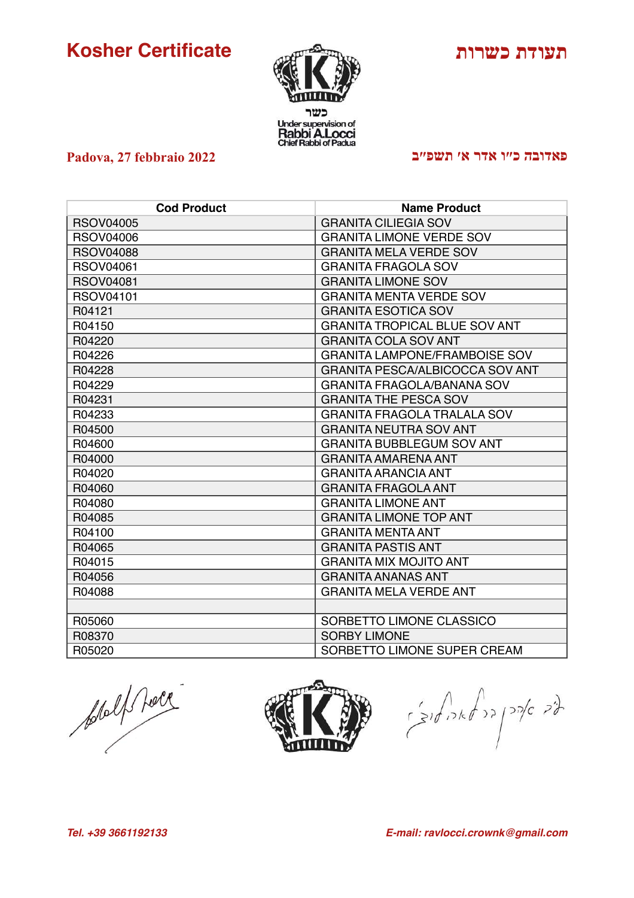# Kosher Certificate

# תעודת כשרות

כשר
Under supervision of
Rabbi A.Locci
Chief Rabbi of Padua

**Padova, 27 febbraio 2022**

**פאדובה כ"ו אדר א' תשפ"ב**

| Cod Product | Name Product |
|---|---|
| RSOV04005 | GRANITA CILIEGIA SOV |
| RSOV04006 | GRANITA LIMONE VERDE SOV |
| RSOV04088 | GRANITA MELA VERDE SOV |
| RSOV04061 | GRANITA FRAGOLA SOV |
| RSOV04081 | GRANITA LIMONE SOV |
| RSOV04101 | GRANITA MENTA VERDE SOV |
| R04121 | GRANITA ESOTICA SOV |
| R04150 | GRANITA TROPICAL BLUE SOV ANT |
| R04220 | GRANITA COLA SOV ANT |
| R04226 | GRANITA LAMPONE/FRAMBOISE SOV |
| R04228 | GRANITA PESCA/ALBICOCCA SOV ANT |
| R04229 | GRANITA FRAGOLA/BANANA SOV |
| R04231 | GRANITA THE PESCA SOV |
| R04233 | GRANITA FRAGOLA TRALALA SOV |
| R04500 | GRANITA NEUTRA SOV ANT |
| R04600 | GRANITA BUBBLEGUM SOV ANT |
| R04000 | GRANITA AMARENA ANT |
| R04020 | GRANITA ARANCIA ANT |
| R04060 | GRANITA FRAGOLA ANT |
| R04080 | GRANITA LIMONE ANT |
| R04085 | GRANITA LIMONE TOP ANT |
| R04100 | GRANITA MENTA ANT |
| R04065 | GRANITA PASTIS ANT |
| R04015 | GRANITA MIX MOJITO ANT |
| R04056 | GRANITA ANANAS ANT |
| R04088 | GRANITA MELA VERDE ANT |
| | |
| R05060 | SORBETTO LIMONE CLASSICO |
| R08370 | SORBY LIMONE |
| R05020 | SORBETTO LIMONE SUPER CREAM |

*Tel. +39 3661192133*

*E-mail: ravlocci.crownk@gmail.com*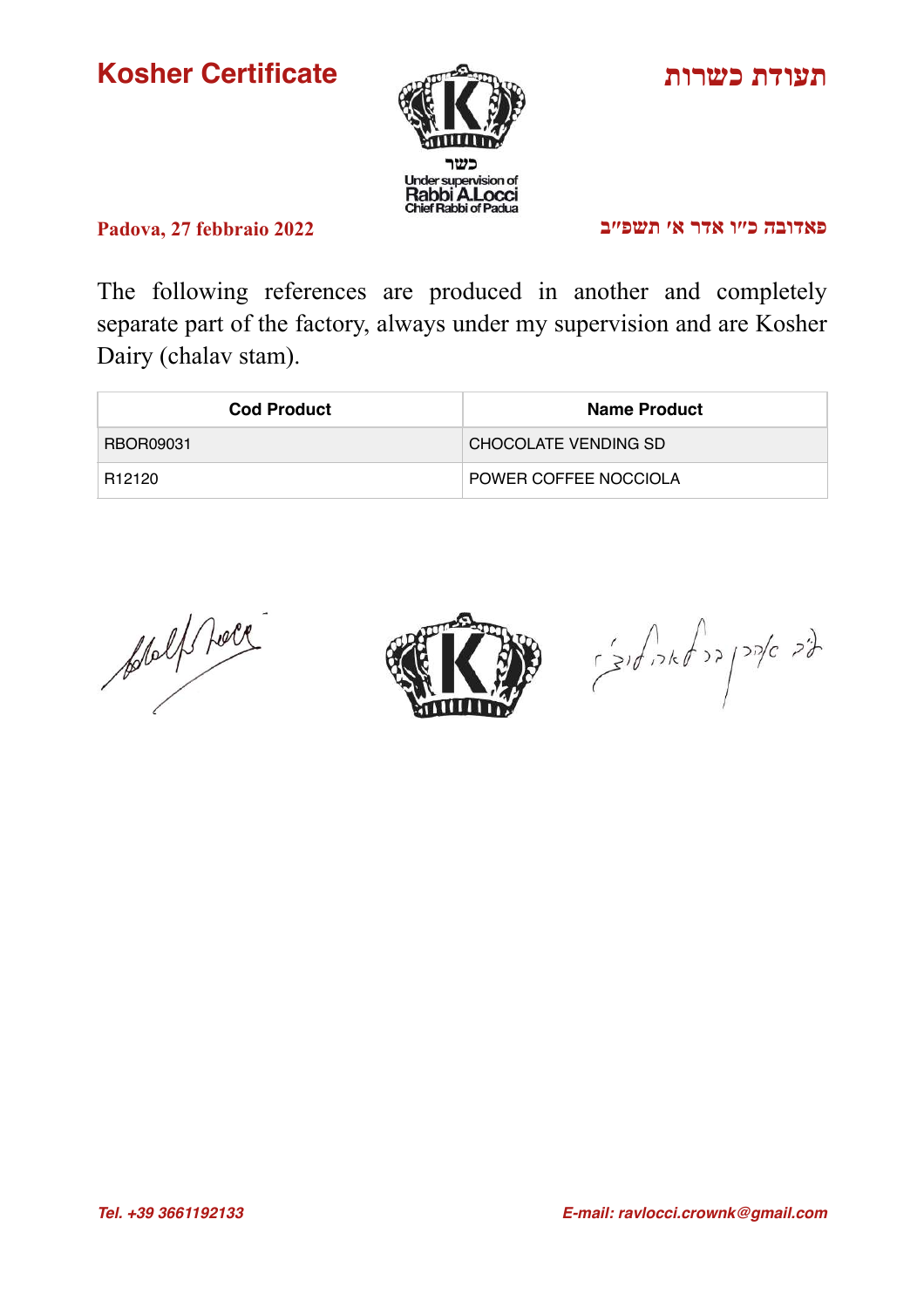# Kosher Certificate

# תעודת כשרות

כשר
Under supervision of
Rabbi A.Locci
Chief Rabbi of Padua

**Padova, 27 febbraio 2022**

**פאדובה כ"ו אדר א' תשפ"ב**

The following references are produced in another and completely separate part of the factory, always under my supervision and are Kosher Dairy (chalav stam).

| Cod Product | Name Product |
|---|---|
| RBOR09031 | CHOCOLATE VENDING SD |
| R12120 | POWER COFFEE NOCCIOLA |

*Tel. +39 3661192133*

*E-mail: ravlocci.crownk@gmail.com*